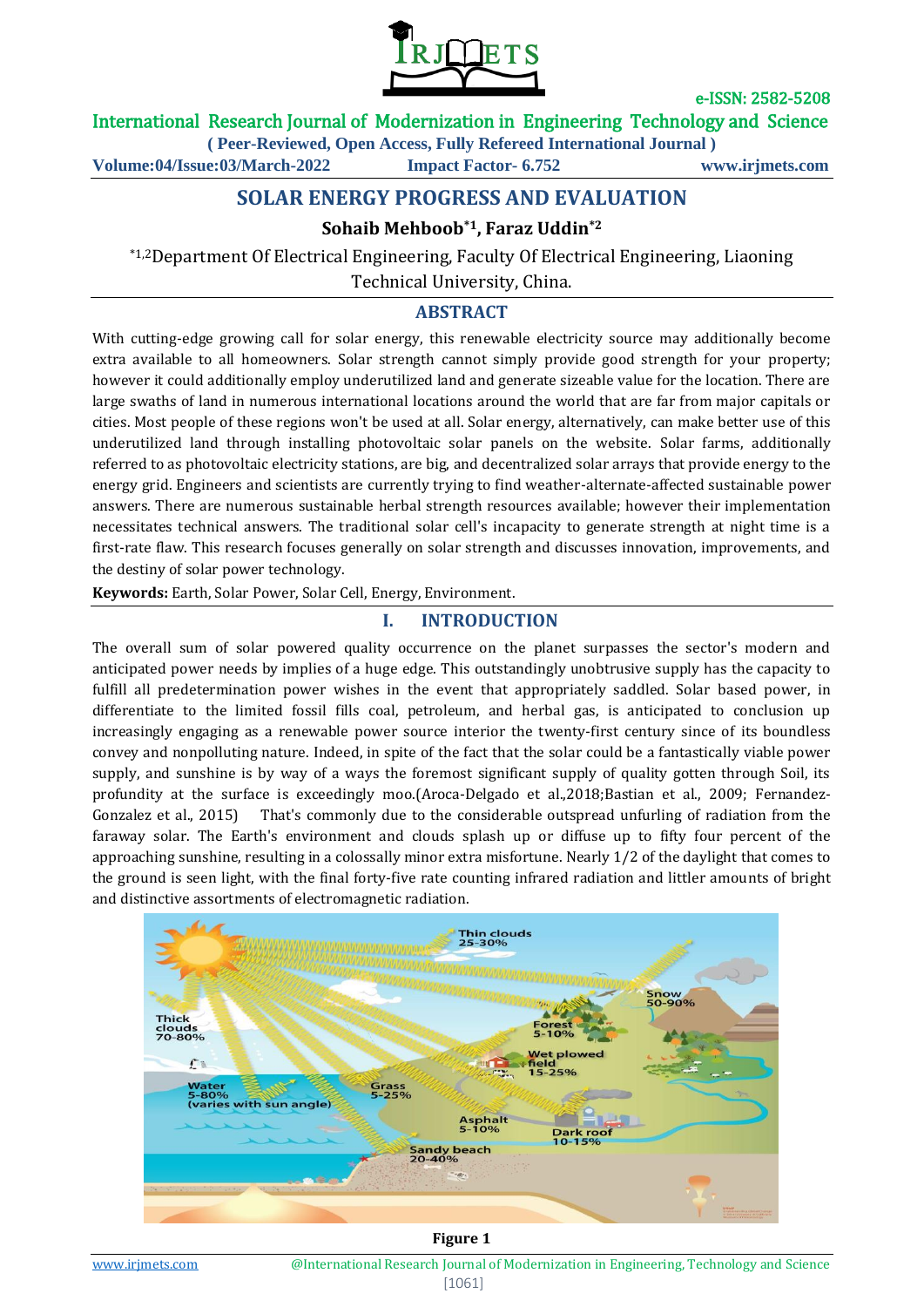# SOLAR ENERGY PROGRESS AND EVALUATION

**Sohaib Mehboob[*1], Faraz Uddin[*2]**

[*1,2]Department Of Electrical Engineering, Faculty Of Electrical Engineering, Liaoning Technical University, China.

## ABSTRACT

With cutting-edge growing call for solar energy, this renewable electricity source may additionally become extra available to all homeowners. Solar strength cannot simply provide good strength for your property; however it could additionally employ underutilized land and generate sizeable value for the location. There are large swaths of land in numerous international locations around the world that are far from major capitals or cities. Most people of these regions won't be used at all. Solar energy, alternatively, can make better use of this underutilized land through installing photovoltaic solar panels on the website. Solar farms, additionally referred to as photovoltaic electricity stations, are big, and decentralized solar arrays that provide energy to the energy grid. Engineers and scientists are currently trying to find weather-alternate-affected sustainable power answers. There are numerous sustainable herbal strength resources available; however their implementation necessitates technical answers. The traditional solar cell's incapacity to generate strength at night time is a first-rate flaw. This research focuses generally on solar strength and discusses innovation, improvements, and the destiny of solar power technology.

**Keywords:** Earth, Solar Power, Solar Cell, Energy, Environment.

## I. INTRODUCTION

The overall sum of solar powered quality occurrence on the planet surpasses the sector's modern and anticipated power needs by implies of a huge edge. This outstandingly unobtrusive supply has the capacity to fulfill all predetermination power wishes in the event that appropriately saddled. Solar based power, in differentiate to the limited fossil fills coal, petroleum, and herbal gas, is anticipated to conclusion up increasingly engaging as a renewable power source interior the twenty-first century since of its boundless convey and nonpolluting nature. Indeed, in spite of the fact that the solar could be a fantastically viable power supply, and sunshine is by way of a ways the foremost significant supply of quality gotten through Soil, its profundity at the surface is exceedingly moo.(Aroca-Delgado et al.,2018;Bastian et al., 2009; Fernandez-Gonzalez et al., 2015) That's commonly due to the considerable outspread unfurling of radiation from the faraway solar. The Earth's environment and clouds splash up or diffuse up to fifty four percent of the approaching sunshine, resulting in a colossally minor extra misfortune. Nearly 1/2 of the daylight that comes to the ground is seen light, with the final forty-five rate counting infrared radiation and littler amounts of bright and distinctive assortments of electromagnetic radiation.

Thin clouds 25-30%
Thick clouds 70-80%
Snow 50-90%
Forest 5-10%
Wet plowed field 15-25%
Water 5-80% (varies with sun angle)
Grass 5-25%
Asphalt 5-10%
Dark roof 10-15%
Sandy beach 20-40%

**Figure 1**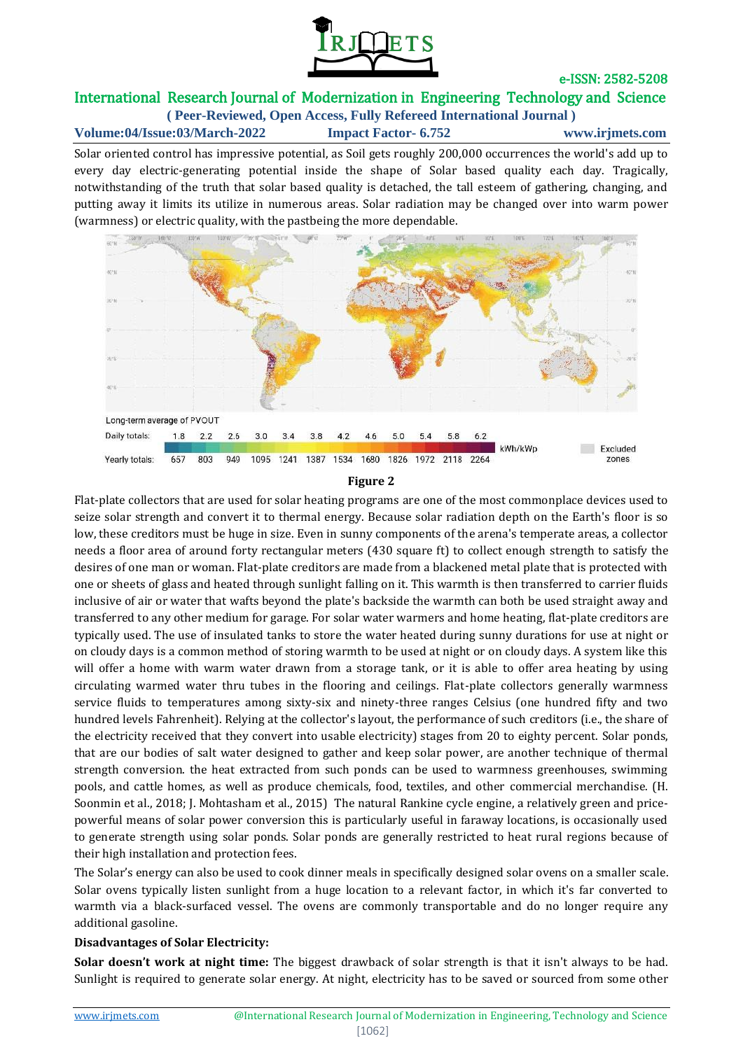Solar oriented control has impressive potential, as Soil gets roughly 200,000 occurrences the world's add up to every day electric-generating potential inside the shape of Solar based quality each day. Tragically, notwithstanding of the truth that solar based quality is detached, the tall esteem of gathering, changing, and putting away it limits its utilize in numerous areas. Solar radiation may be changed over into warm power (warmness) or electric quality, with the pastbeing the more dependable.

Long-term average of PVOUT

Daily totals: 1.8 2.2 2.6 3.0 3.4 3.8 4.2 4.6 5.0 5.4 5.8 6.2

kWh/kWp

Yearly totals: 657 803 949 1095 1241 1387 1534 1680 1826 1972 2118 2264

Excluded zones

**Figure 2**

Flat-plate collectors that are used for solar heating programs are one of the most commonplace devices used to seize solar strength and convert it to thermal energy. Because solar radiation depth on the Earth's floor is so low, these creditors must be huge in size. Even in sunny components of the arena's temperate areas, a collector needs a floor area of around forty rectangular meters (430 square ft) to collect enough strength to satisfy the desires of one man or woman. Flat-plate creditors are made from a blackened metal plate that is protected with one or sheets of glass and heated through sunlight falling on it. This warmth is then transferred to carrier fluids inclusive of air or water that wafts beyond the plate's backside the warmth can both be used straight away and transferred to any other medium for garage. For solar water warmers and home heating, flat-plate creditors are typically used. The use of insulated tanks to store the water heated during sunny durations for use at night or on cloudy days is a common method of storing warmth to be used at night or on cloudy days. A system like this will offer a home with warm water drawn from a storage tank, or it is able to offer area heating by using circulating warmed water thru tubes in the flooring and ceilings. Flat-plate collectors generally warmness service fluids to temperatures among sixty-six and ninety-three ranges Celsius (one hundred fifty and two hundred levels Fahrenheit). Relying at the collector's layout, the performance of such creditors (i.e., the share of the electricity received that they convert into usable electricity) stages from 20 to eighty percent. Solar ponds, that are our bodies of salt water designed to gather and keep solar power, are another technique of thermal strength conversion. the heat extracted from such ponds can be used to warmness greenhouses, swimming pools, and cattle homes, as well as produce chemicals, food, textiles, and other commercial merchandise. (H. Soonmin et al., 2018; J. Mohtasham et al., 2015) The natural Rankine cycle engine, a relatively green and price-powerful means of solar power conversion this is particularly useful in faraway locations, is occasionally used to generate strength using solar ponds. Solar ponds are generally restricted to heat rural regions because of their high installation and protection fees.

The Solar's energy can also be used to cook dinner meals in specifically designed solar ovens on a smaller scale. Solar ovens typically listen sunlight from a huge location to a relevant factor, in which it's far converted to warmth via a black-surfaced vessel. The ovens are commonly transportable and do no longer require any additional gasoline.

**Disadvantages of Solar Electricity:**

**Solar doesn't work at night time:** The biggest drawback of solar strength is that it isn't always to be had. Sunlight is required to generate solar energy. At night, electricity has to be saved or sourced from some other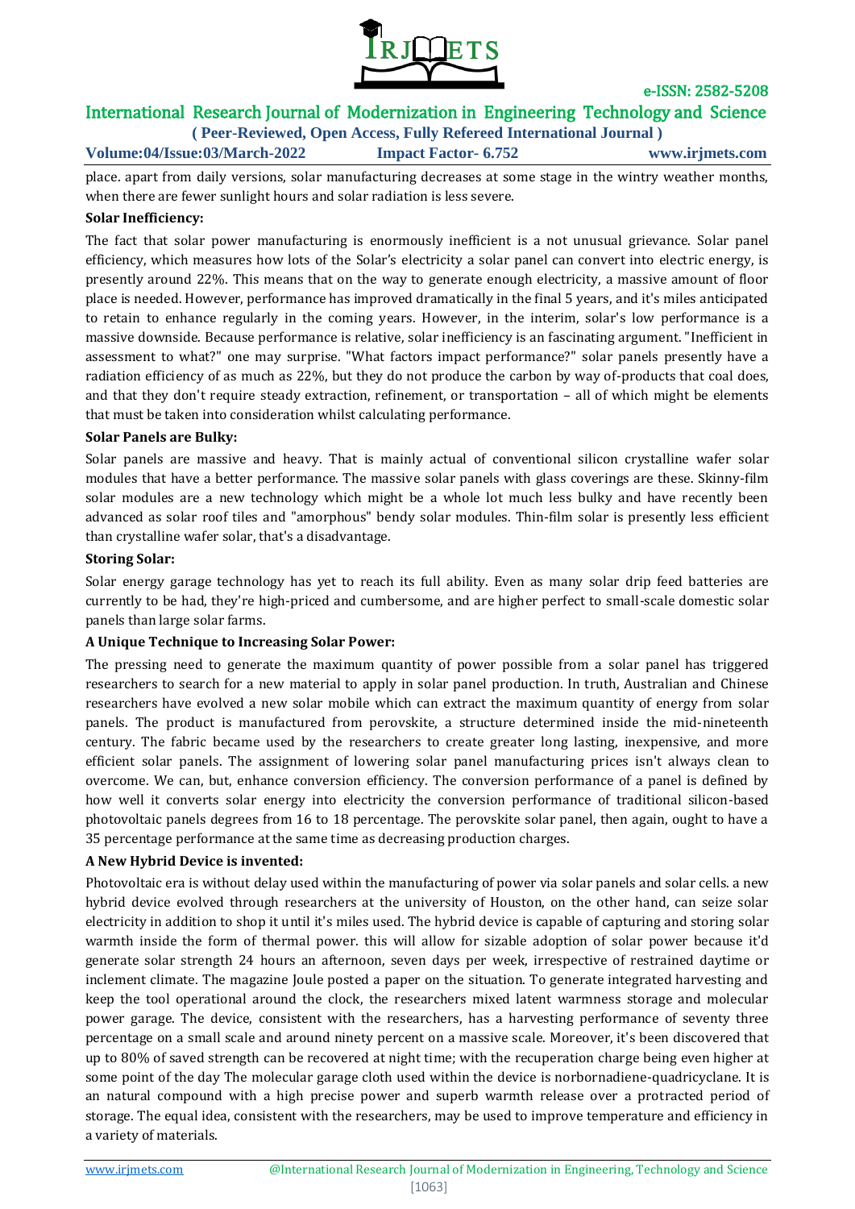place. apart from daily versions, solar manufacturing decreases at some stage in the wintry weather months, when there are fewer sunlight hours and solar radiation is less severe.

**Solar Inefficiency:**

The fact that solar power manufacturing is enormously inefficient is a not unusual grievance. Solar panel efficiency, which measures how lots of the Solar's electricity a solar panel can convert into electric energy, is presently around 22%. This means that on the way to generate enough electricity, a massive amount of floor place is needed. However, performance has improved dramatically in the final 5 years, and it's miles anticipated to retain to enhance regularly in the coming years. However, in the interim, solar's low performance is a massive downside. Because performance is relative, solar inefficiency is an fascinating argument. "Inefficient in assessment to what?" one may surprise. "What factors impact performance?" solar panels presently have a radiation efficiency of as much as 22%, but they do not produce the carbon by way of-products that coal does, and that they don't require steady extraction, refinement, or transportation – all of which might be elements that must be taken into consideration whilst calculating performance.

**Solar Panels are Bulky:**

Solar panels are massive and heavy. That is mainly actual of conventional silicon crystalline wafer solar modules that have a better performance. The massive solar panels with glass coverings are these. Skinny-film solar modules are a new technology which might be a whole lot much less bulky and have recently been advanced as solar roof tiles and "amorphous" bendy solar modules. Thin-film solar is presently less efficient than crystalline wafer solar, that's a disadvantage.

**Storing Solar:**

Solar energy garage technology has yet to reach its full ability. Even as many solar drip feed batteries are currently to be had, they're high-priced and cumbersome, and are higher perfect to small-scale domestic solar panels than large solar farms.

**A Unique Technique to Increasing Solar Power:**

The pressing need to generate the maximum quantity of power possible from a solar panel has triggered researchers to search for a new material to apply in solar panel production. In truth, Australian and Chinese researchers have evolved a new solar mobile which can extract the maximum quantity of energy from solar panels. The product is manufactured from perovskite, a structure determined inside the mid-nineteenth century. The fabric became used by the researchers to create greater long lasting, inexpensive, and more efficient solar panels. The assignment of lowering solar panel manufacturing prices isn't always clean to overcome. We can, but, enhance conversion efficiency. The conversion performance of a panel is defined by how well it converts solar energy into electricity the conversion performance of traditional silicon-based photovoltaic panels degrees from 16 to 18 percentage. The perovskite solar panel, then again, ought to have a 35 percentage performance at the same time as decreasing production charges.

**A New Hybrid Device is invented:**

Photovoltaic era is without delay used within the manufacturing of power via solar panels and solar cells. a new hybrid device evolved through researchers at the university of Houston, on the other hand, can seize solar electricity in addition to shop it until it's miles used. The hybrid device is capable of capturing and storing solar warmth inside the form of thermal power. this will allow for sizable adoption of solar power because it'd generate solar strength 24 hours an afternoon, seven days per week, irrespective of restrained daytime or inclement climate. The magazine Joule posted a paper on the situation. To generate integrated harvesting and keep the tool operational around the clock, the researchers mixed latent warmness storage and molecular power garage. The device, consistent with the researchers, has a harvesting performance of seventy three percentage on a small scale and around ninety percent on a massive scale. Moreover, it's been discovered that up to 80% of saved strength can be recovered at night time; with the recuperation charge being even higher at some point of the day The molecular garage cloth used within the device is norbornadiene-quadricyclane. It is an natural compound with a high precise power and superb warmth release over a protracted period of storage. The equal idea, consistent with the researchers, may be used to improve temperature and efficiency in a variety of materials.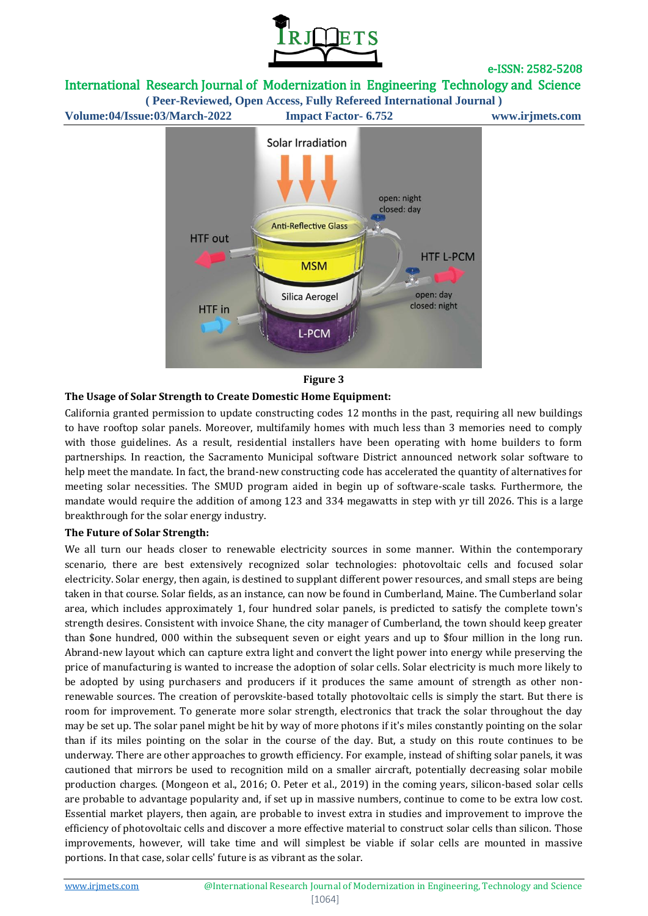Solar Irradiation

open: night
closed: day

Anti-Reflective Glass

HTF out

MSM

HTF L-PCM

Silica Aerogel

open: day
closed: night

HTF in

L-PCM

**Figure 3**

**The Usage of Solar Strength to Create Domestic Home Equipment:**

California granted permission to update constructing codes 12 months in the past, requiring all new buildings to have rooftop solar panels. Moreover, multifamily homes with much less than 3 memories need to comply with those guidelines. As a result, residential installers have been operating with home builders to form partnerships. In reaction, the Sacramento Municipal software District announced network solar software to help meet the mandate. In fact, the brand-new constructing code has accelerated the quantity of alternatives for meeting solar necessities. The SMUD program aided in begin up of software-scale tasks. Furthermore, the mandate would require the addition of among 123 and 334 megawatts in step with yr till 2026. This is a large breakthrough for the solar energy industry.

**The Future of Solar Strength:**

We all turn our heads closer to renewable electricity sources in some manner. Within the contemporary scenario, there are best extensively recognized solar technologies: photovoltaic cells and focused solar electricity. Solar energy, then again, is destined to supplant different power resources, and small steps are being taken in that course. Solar fields, as an instance, can now be found in Cumberland, Maine. The Cumberland solar area, which includes approximately 1, four hundred solar panels, is predicted to satisfy the complete town's strength desires. Consistent with invoice Shane, the city manager of Cumberland, the town should keep greater than $one hundred, 000 within the subsequent seven or eight years and up to $four million in the long run. Abrand-new layout which can capture extra light and convert the light power into energy while preserving the price of manufacturing is wanted to increase the adoption of solar cells. Solar electricity is much more likely to be adopted by using purchasers and producers if it produces the same amount of strength as other non-renewable sources. The creation of perovskite-based totally photovoltaic cells is simply the start. But there is room for improvement. To generate more solar strength, electronics that track the solar throughout the day may be set up. The solar panel might be hit by way of more photons if it's miles constantly pointing on the solar than if its miles pointing on the solar in the course of the day. But, a study on this route continues to be underway. There are other approaches to growth efficiency. For example, instead of shifting solar panels, it was cautioned that mirrors be used to recognition mild on a smaller aircraft, potentially decreasing solar mobile production charges. (Mongeon et al., 2016; O. Peter et al., 2019) in the coming years, silicon-based solar cells are probable to advantage popularity and, if set up in massive numbers, continue to come to be extra low cost. Essential market players, then again, are probable to invest extra in studies and improvement to improve the efficiency of photovoltaic cells and discover a more effective material to construct solar cells than silicon. Those improvements, however, will take time and will simplest be viable if solar cells are mounted in massive portions. In that case, solar cells' future is as vibrant as the solar.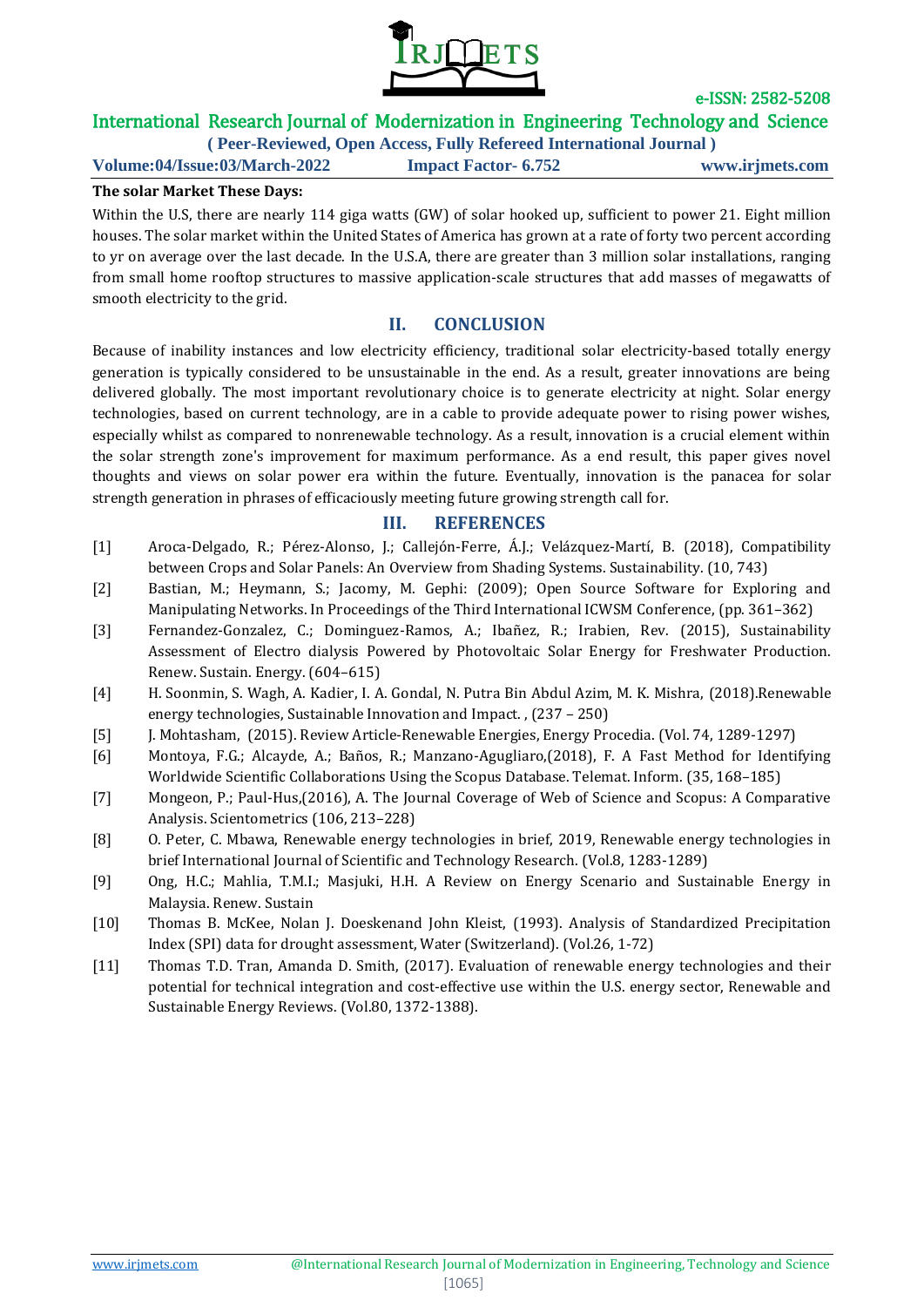**The solar Market These Days:**

Within the U.S, there are nearly 114 giga watts (GW) of solar hooked up, sufficient to power 21. Eight million houses. The solar market within the United States of America has grown at a rate of forty two percent according to yr on average over the last decade. In the U.S.A, there are greater than 3 million solar installations, ranging from small home rooftop structures to massive application-scale structures that add masses of megawatts of smooth electricity to the grid.

## II. CONCLUSION

Because of inability instances and low electricity efficiency, traditional solar electricity-based totally energy generation is typically considered to be unsustainable in the end. As a result, greater innovations are being delivered globally. The most important revolutionary choice is to generate electricity at night. Solar energy technologies, based on current technology, are in a cable to provide adequate power to rising power wishes, especially whilst as compared to nonrenewable technology. As a result, innovation is a crucial element within the solar strength zone's improvement for maximum performance. As a end result, this paper gives novel thoughts and views on solar power era within the future. Eventually, innovation is the panacea for solar strength generation in phrases of efficaciously meeting future growing strength call for.

## III. REFERENCES

[1] Aroca-Delgado, R.; Pérez-Alonso, J.; Callejón-Ferre, Á.J.; Velázquez-Martí, B. (2018), Compatibility between Crops and Solar Panels: An Overview from Shading Systems. Sustainability. (10, 743)

[2] Bastian, M.; Heymann, S.; Jacomy, M. Gephi: (2009); Open Source Software for Exploring and Manipulating Networks. In Proceedings of the Third International ICWSM Conference, (pp. 361–362)

[3] Fernandez-Gonzalez, C.; Dominguez-Ramos, A.; Ibañez, R.; Irabien, Rev. (2015), Sustainability Assessment of Electro dialysis Powered by Photovoltaic Solar Energy for Freshwater Production. Renew. Sustain. Energy. (604–615)

[4] H. Soonmin, S. Wagh, A. Kadier, I. A. Gondal, N. Putra Bin Abdul Azim, M. K. Mishra, (2018).Renewable energy technologies, Sustainable Innovation and Impact. , (237 – 250)

[5] J. Mohtasham, (2015). Review Article-Renewable Energies, Energy Procedia. (Vol. 74, 1289-1297)

[6] Montoya, F.G.; Alcayde, A.; Baños, R.; Manzano-Agugliaro,(2018), F. A Fast Method for Identifying Worldwide Scientific Collaborations Using the Scopus Database. Telemat. Inform. (35, 168–185)

[7] Mongeon, P.; Paul-Hus,(2016), A. The Journal Coverage of Web of Science and Scopus: A Comparative Analysis. Scientometrics (106, 213–228)

[8] O. Peter, C. Mbawa, Renewable energy technologies in brief, 2019, Renewable energy technologies in brief International Journal of Scientific and Technology Research. (Vol.8, 1283-1289)

[9] Ong, H.C.; Mahlia, T.M.I.; Masjuki, H.H. A Review on Energy Scenario and Sustainable Energy in Malaysia. Renew. Sustain

[10] Thomas B. McKee, Nolan J. Doeskenand John Kleist, (1993). Analysis of Standardized Precipitation Index (SPI) data for drought assessment, Water (Switzerland). (Vol.26, 1-72)

[11] Thomas T.D. Tran, Amanda D. Smith, (2017). Evaluation of renewable energy technologies and their potential for technical integration and cost-effective use within the U.S. energy sector, Renewable and Sustainable Energy Reviews. (Vol.80, 1372-1388).